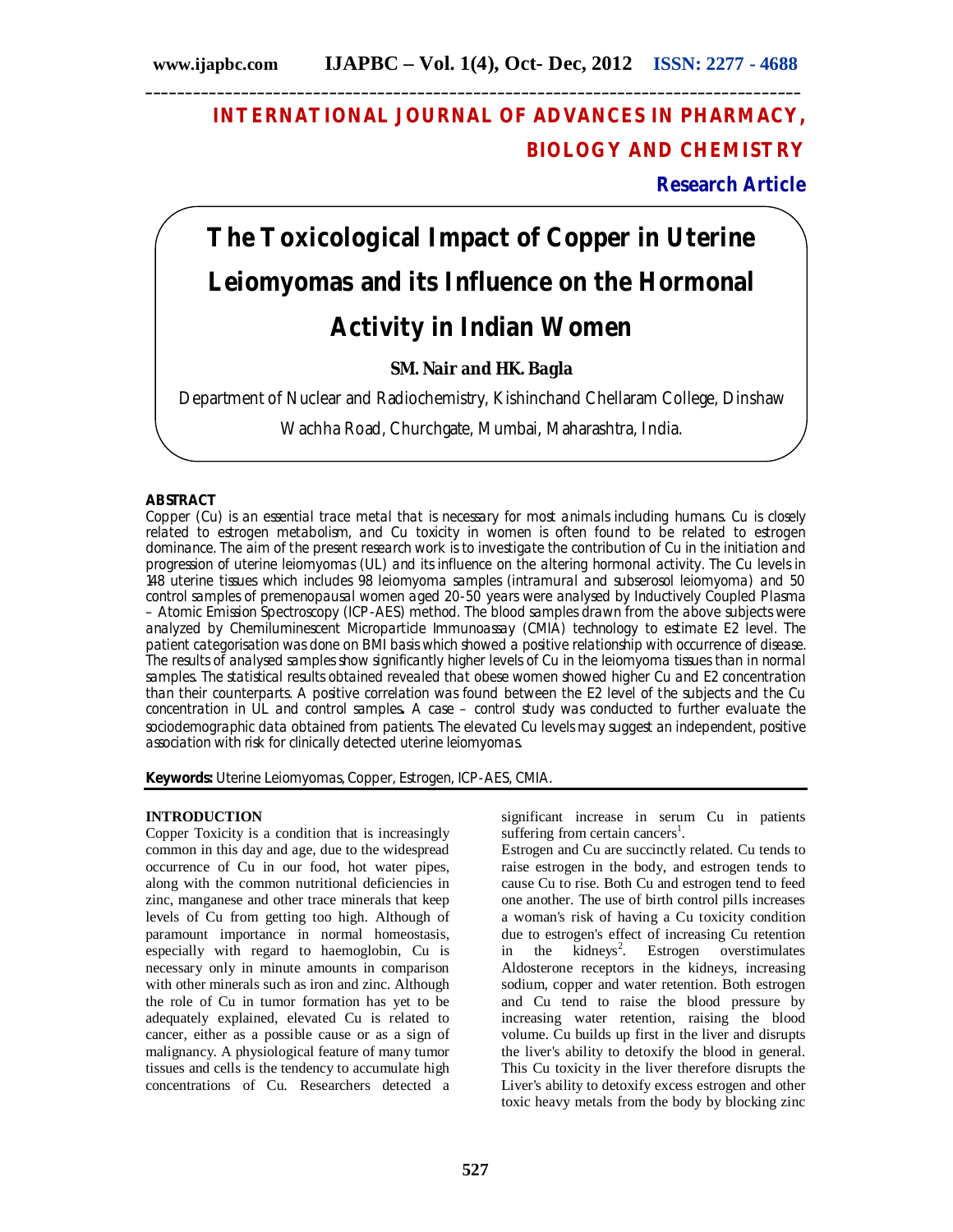# INTERNATIONAL JOURNAL OF ADVANCES IN PHARMACY, BIOLOGY AND CHEMISTRY

**Research Article**

# The Toxicological Impact of Copper in Uterine Leiomyomas and its Influence on the Hormonal Activity in Indian Women

**SM. Nair and HK. Bagla**

Department of Nuclear and Radiochemistry, Kishinchand Chellaram College, Dinshaw Wachha Road, Churchgate, Mumbai, Maharashtra, India.

## ABSTRACT

Copper (Cu) is an essential trace metal that is necessary for most animals including humans. Cu is closely related to estrogen metabolism, and Cu toxicity in women is often found to be related to estrogen dominance. The aim of the present research work is to investigate the contribution of Cu in the initiation and progression of uterine leiomyomas (UL) and its influence on the altering hormonal activity. The Cu levels in 148 uterine tissues which includes 98 leiomyoma samples (intramural and subserosol leiomyoma) and 50 control samples of premenopausal women aged 20-50 years were analysed by Inductively Coupled Plasma – Atomic Emission Spectroscopy (ICP-AES) method. The blood samples drawn from the above subjects were analyzed by Chemiluminescent Microparticle Immunoassay (CMIA) technology to estimate E2 level. The patient categorisation was done on BMI basis which showed a positive relationship with occurrence of disease. The results of analysed samples show significantly higher levels of Cu in the leiomyoma tissues than in normal samples. The statistical results obtained revealed that obese women showed higher Cu and E2 concentration than their counterparts. A positive correlation was found between the E2 level of the subjects and the Cu concentration in UL and control samples. A case – control study was conducted to further evaluate the sociodemographic data obtained from patients. The elevated Cu levels may suggest an independent, positive association with risk for clinically detected uterine leiomyomas.

**Keywords:** Uterine Leiomyomas, Copper, Estrogen, ICP-AES, CMIA.

## INTRODUCTION

Copper Toxicity is a condition that is increasingly common in this day and age, due to the widespread occurrence of Cu in our food, hot water pipes, along with the common nutritional deficiencies in zinc, manganese and other trace minerals that keep levels of Cu from getting too high. Although of paramount importance in normal homeostasis, especially with regard to haemoglobin, Cu is necessary only in minute amounts in comparison with other minerals such as iron and zinc. Although the role of Cu in tumor formation has yet to be adequately explained, elevated Cu is related to cancer, either as a possible cause or as a sign of malignancy. A physiological feature of many tumor tissues and cells is the tendency to accumulate high concentrations of Cu. Researchers detected a significant increase in serum Cu in patients suffering from certain cancers[1].

Estrogen and Cu are succinctly related. Cu tends to raise estrogen in the body, and estrogen tends to cause Cu to rise. Both Cu and estrogen tend to feed one another. The use of birth control pills increases a woman's risk of having a Cu toxicity condition due to estrogen's effect of increasing Cu retention in the kidneys[2]. Estrogen overstimulates Aldosterone receptors in the kidneys, increasing sodium, copper and water retention. Both estrogen and Cu tend to raise the blood pressure by increasing water retention, raising the blood volume. Cu builds up first in the liver and disrupts the liver's ability to detoxify the blood in general. This Cu toxicity in the liver therefore disrupts the Liver's ability to detoxify excess estrogen and other toxic heavy metals from the body by blocking zinc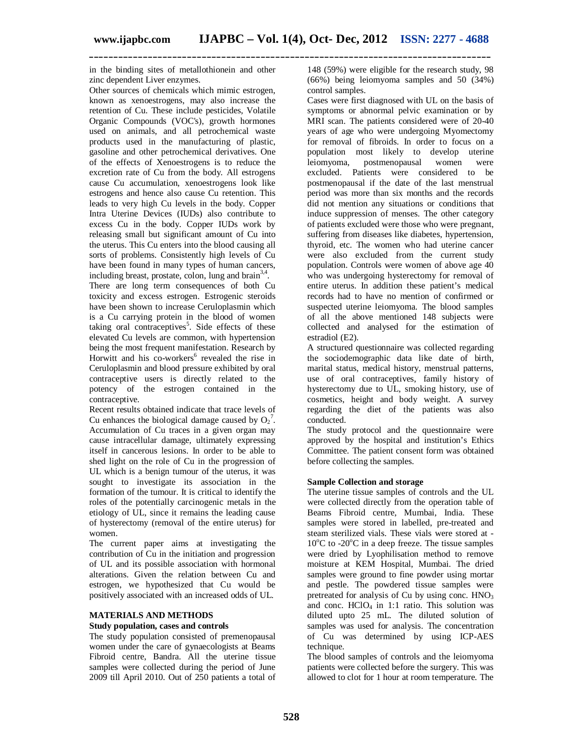in the binding sites of metallothionein and other zinc dependent Liver enzymes.

Other sources of chemicals which mimic estrogen, known as xenoestrogens, may also increase the retention of Cu. These include pesticides, Volatile Organic Compounds (VOC's), growth hormones used on animals, and all petrochemical waste products used in the manufacturing of plastic, gasoline and other petrochemical derivatives. One of the effects of Xenoestrogens is to reduce the excretion rate of Cu from the body. All estrogens cause Cu accumulation, xenoestrogens look like estrogens and hence also cause Cu retention. This leads to very high Cu levels in the body. Copper Intra Uterine Devices (IUDs) also contribute to excess Cu in the body. Copper IUDs work by releasing small but significant amount of Cu into the uterus. This Cu enters into the blood causing all sorts of problems. Consistently high levels of Cu have been found in many types of human cancers, including breast, prostate, colon, lung and brain[3,4].

There are long term consequences of both Cu toxicity and excess estrogen. Estrogenic steroids have been shown to increase Ceruloplasmin which is a Cu carrying protein in the blood of women taking oral contraceptives[5]. Side effects of these elevated Cu levels are common, with hypertension being the most frequent manifestation. Research by Horwitt and his co-workers[6] revealed the rise in Ceruloplasmin and blood pressure exhibited by oral contraceptive users is directly related to the potency of the estrogen contained in the contraceptive.

Recent results obtained indicate that trace levels of Cu enhances the biological damage caused by $O_2$[7]. Accumulation of Cu traces in a given organ may cause intracellular damage, ultimately expressing itself in cancerous lesions. In order to be able to shed light on the role of Cu in the progression of UL which is a benign tumour of the uterus, it was sought to investigate its association in the formation of the tumour. It is critical to identify the roles of the potentially carcinogenic metals in the etiology of UL, since it remains the leading cause of hysterectomy (removal of the entire uterus) for women.

The current paper aims at investigating the contribution of Cu in the initiation and progression of UL and its possible association with hormonal alterations. Given the relation between Cu and estrogen, we hypothesized that Cu would be positively associated with an increased odds of UL.

## MATERIALS AND METHODS

### Study population, cases and controls

The study population consisted of premenopausal women under the care of gynaecologists at Beams Fibroid centre, Bandra. All the uterine tissue samples were collected during the period of June 2009 till April 2010. Out of 250 patients a total of 148 (59%) were eligible for the research study, 98 (66%) being leiomyoma samples and 50 (34%) control samples.

Cases were first diagnosed with UL on the basis of symptoms or abnormal pelvic examination or by MRI scan. The patients considered were of 20-40 years of age who were undergoing Myomectomy for removal of fibroids. In order to focus on a population most likely to develop uterine leiomyoma, postmenopausal women were excluded. Patients were considered to be postmenopausal if the date of the last menstrual period was more than six months and the records did not mention any situations or conditions that induce suppression of menses. The other category of patients excluded were those who were pregnant, suffering from diseases like diabetes, hypertension, thyroid, etc. The women who had uterine cancer were also excluded from the current study population. Controls were women of above age 40 who was undergoing hysterectomy for removal of entire uterus. In addition these patient's medical records had to have no mention of confirmed or suspected uterine leiomyoma. The blood samples of all the above mentioned 148 subjects were collected and analysed for the estimation of estradiol (E2).

A structured questionnaire was collected regarding the sociodemographic data like date of birth, marital status, medical history, menstrual patterns, use of oral contraceptives, family history of hysterectomy due to UL, smoking history, use of cosmetics, height and body weight. A survey regarding the diet of the patients was also conducted.

The study protocol and the questionnaire were approved by the hospital and institution's Ethics Committee. The patient consent form was obtained before collecting the samples.

### Sample Collection and storage

The uterine tissue samples of controls and the UL were collected directly from the operation table of Beams Fibroid centre, Mumbai, India. These samples were stored in labelled, pre-treated and steam sterilized vials. These vials were stored at -10°C to -20°C in a deep freeze. The tissue samples were dried by Lyophilisation method to remove moisture at KEM Hospital, Mumbai. The dried samples were ground to fine powder using mortar and pestle. The powdered tissue samples were pretreated for analysis of Cu by using conc. $HNO_3$ and conc. $HClO_4$ in 1:1 ratio. This solution was diluted upto 25 mL. The diluted solution of samples was used for analysis. The concentration of Cu was determined by using ICP-AES technique.

The blood samples of controls and the leiomyoma patients were collected before the surgery. This was allowed to clot for 1 hour at room temperature. The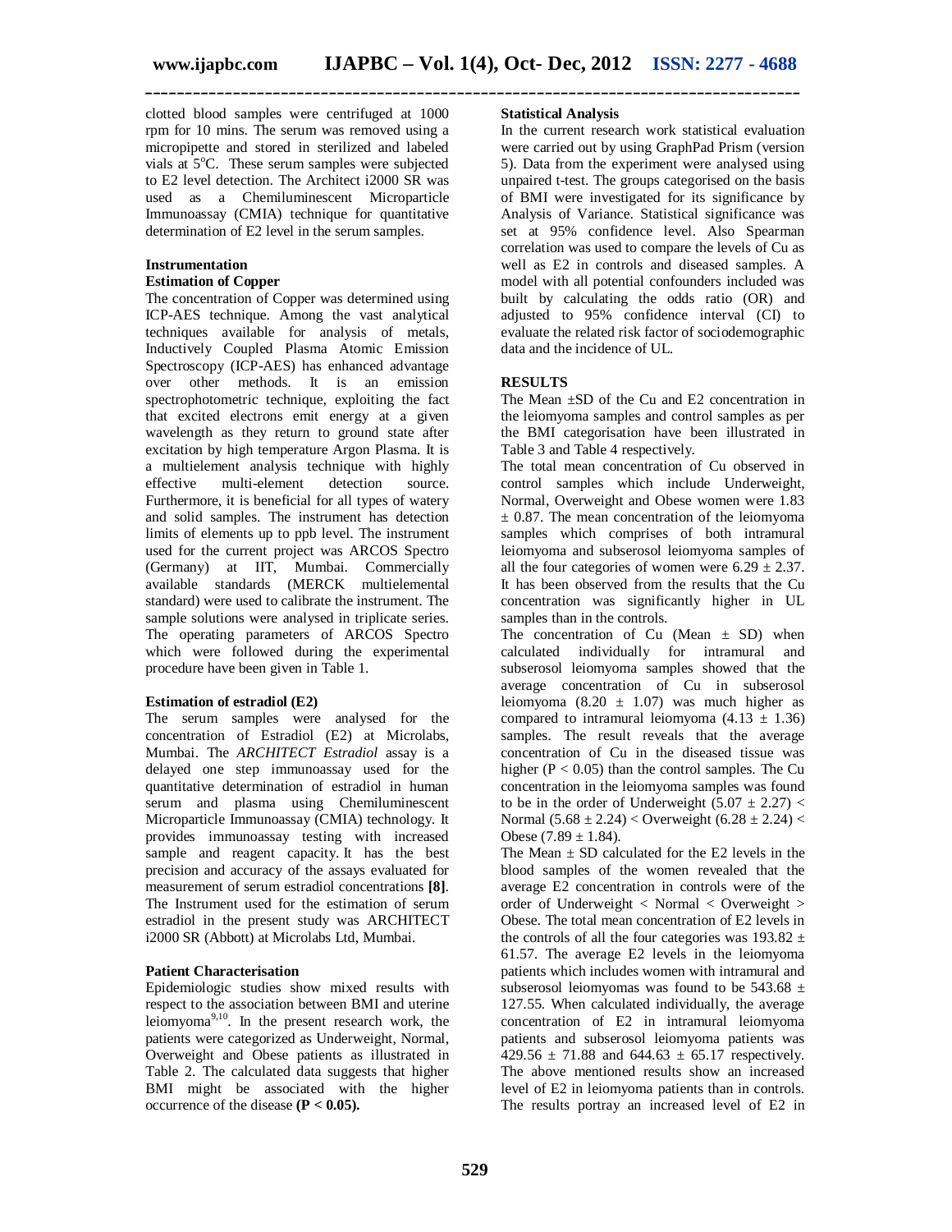clotted blood samples were centrifuged at 1000 rpm for 10 mins. The serum was removed using a micropipette and stored in sterilized and labeled vials at 5°C. These serum samples were subjected to E2 level detection. The Architect i2000 SR was used as a Chemiluminescent Microparticle Immunoassay (CMIA) technique for quantitative determination of E2 level in the serum samples.

### Instrumentation

#### Estimation of Copper

The concentration of Copper was determined using ICP-AES technique. Among the vast analytical techniques available for analysis of metals, Inductively Coupled Plasma Atomic Emission Spectroscopy (ICP-AES) has enhanced advantage over other methods. It is an emission spectrophotometric technique, exploiting the fact that excited electrons emit energy at a given wavelength as they return to ground state after excitation by high temperature Argon Plasma. It is a multielement analysis technique with highly effective multi-element detection source. Furthermore, it is beneficial for all types of watery and solid samples. The instrument has detection limits of elements up to ppb level. The instrument used for the current project was ARCOS Spectro (Germany) at IIT, Mumbai. Commercially available standards (MERCK multielemental standard) were used to calibrate the instrument. The sample solutions were analysed in triplicate series. The operating parameters of ARCOS Spectro which were followed during the experimental procedure have been given in Table 1.

#### Estimation of estradiol (E2)

The serum samples were analysed for the concentration of Estradiol (E2) at Microlabs, Mumbai. The *ARCHITECT Estradiol* assay is a delayed one step immunoassay used for the quantitative determination of estradiol in human serum and plasma using Chemiluminescent Microparticle Immunoassay (CMIA) technology. It provides immunoassay testing with increased sample and reagent capacity. It has the best precision and accuracy of the assays evaluated for measurement of serum estradiol concentrations **[8]**. The Instrument used for the estimation of serum estradiol in the present study was ARCHITECT i2000 SR (Abbott) at Microlabs Ltd, Mumbai.

### Patient Characterisation

Epidemiologic studies show mixed results with respect to the association between BMI and uterine leiomyoma[9,10]. In the present research work, the patients were categorized as Underweight, Normal, Overweight and Obese patients as illustrated in Table 2. The calculated data suggests that higher BMI might be associated with the higher occurrence of the disease **($P < 0.05$).**

### Statistical Analysis

In the current research work statistical evaluation were carried out by using GraphPad Prism (version 5). Data from the experiment were analysed using unpaired t-test. The groups categorised on the basis of BMI were investigated for its significance by Analysis of Variance. Statistical significance was set at 95% confidence level. Also Spearman correlation was used to compare the levels of Cu as well as E2 in controls and diseased samples. A model with all potential confounders included was built by calculating the odds ratio (OR) and adjusted to 95% confidence interval (CI) to evaluate the related risk factor of sociodemographic data and the incidence of UL.

## RESULTS

The Mean ±SD of the Cu and E2 concentration in the leiomyoma samples and control samples as per the BMI categorisation have been illustrated in Table 3 and Table 4 respectively.

The total mean concentration of Cu observed in control samples which include Underweight, Normal, Overweight and Obese women were 1.83 ± 0.87. The mean concentration of the leiomyoma samples which comprises of both intramural leiomyoma and subserosol leiomyoma samples of all the four categories of women were 6.29 ± 2.37. It has been observed from the results that the Cu concentration was significantly higher in UL samples than in the controls.

The concentration of Cu (Mean ± SD) when calculated individually for intramural and subserosol leiomyoma samples showed that the average concentration of Cu in subserosol leiomyoma (8.20 ± 1.07) was much higher as compared to intramural leiomyoma (4.13 ± 1.36) samples. The result reveals that the average concentration of Cu in the diseased tissue was higher ($P < 0.05$) than the control samples. The Cu concentration in the leiomyoma samples was found to be in the order of Underweight (5.07 ± 2.27) < Normal (5.68 ± 2.24) < Overweight (6.28 ± 2.24) < Obese (7.89 ± 1.84).

The Mean ± SD calculated for the E2 levels in the blood samples of the women revealed that the average E2 concentration in controls were of the order of Underweight < Normal < Overweight > Obese. The total mean concentration of E2 levels in the controls of all the four categories was 193.82 ± 61.57. The average E2 levels in the leiomyoma patients which includes women with intramural and subserosol leiomyomas was found to be 543.68 ± 127.55. When calculated individually, the average concentration of E2 in intramural leiomyoma patients and subserosol leiomyoma patients was 429.56 ± 71.88 and 644.63 ± 65.17 respectively. The above mentioned results show an increased level of E2 in leiomyoma patients than in controls. The results portray an increased level of E2 in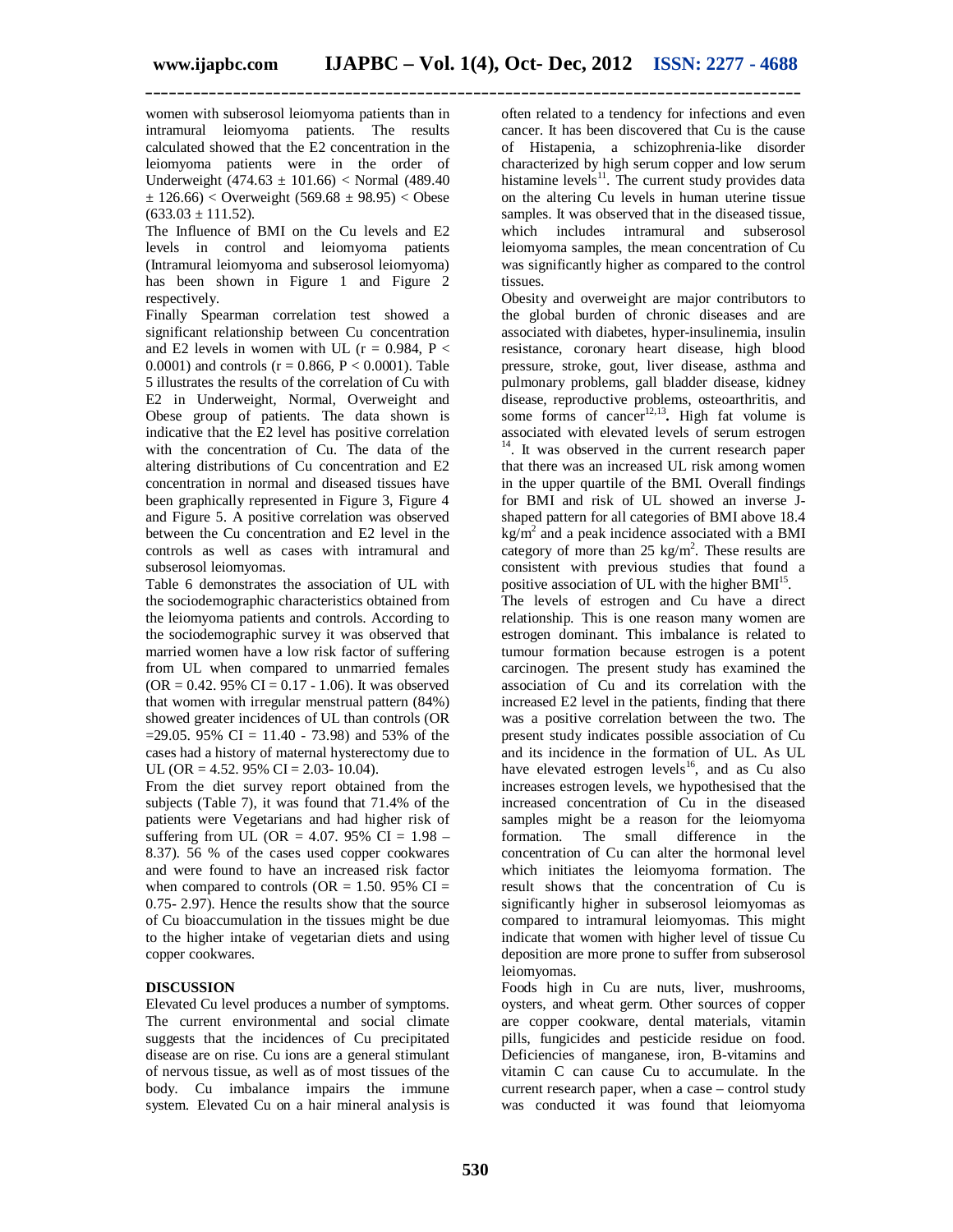women with subserosol leiomyoma patients than in intramural leiomyoma patients. The results calculated showed that the E2 concentration in the leiomyoma patients were in the order of Underweight (474.63 ± 101.66) < Normal (489.40 ± 126.66) < Overweight (569.68 ± 98.95) < Obese (633.03 ± 111.52).

The Influence of BMI on the Cu levels and E2 levels in control and leiomyoma patients (Intramural leiomyoma and subserosol leiomyoma) has been shown in Figure 1 and Figure 2 respectively.

Finally Spearman correlation test showed a significant relationship between Cu concentration and E2 levels in women with UL ($r = 0.984$, $P < 0.0001$) and controls ($r = 0.866$, $P < 0.0001$). Table 5 illustrates the results of the correlation of Cu with E2 in Underweight, Normal, Overweight and Obese group of patients. The data shown is indicative that the E2 level has positive correlation with the concentration of Cu. The data of the altering distributions of Cu concentration and E2 concentration in normal and diseased tissues have been graphically represented in Figure 3, Figure 4 and Figure 5. A positive correlation was observed between the Cu concentration and E2 level in the controls as well as cases with intramural and subserosol leiomyomas.

Table 6 demonstrates the association of UL with the sociodemographic characteristics obtained from the leiomyoma patients and controls. According to the sociodemographic survey it was observed that married women have a low risk factor of suffering from UL when compared to unmarried females (OR = 0.42. 95% CI = 0.17 - 1.06). It was observed that women with irregular menstrual pattern (84%) showed greater incidences of UL than controls (OR =29.05. 95% CI = 11.40 - 73.98) and 53% of the cases had a history of maternal hysterectomy due to UL (OR = 4.52. 95% CI = 2.03- 10.04).

From the diet survey report obtained from the subjects (Table 7), it was found that 71.4% of the patients were Vegetarians and had higher risk of suffering from UL (OR = 4.07. 95% CI = 1.98 – 8.37). 56 % of the cases used copper cookwares and were found to have an increased risk factor when compared to controls (OR = 1.50. 95% CI = 0.75- 2.97). Hence the results show that the source of Cu bioaccumulation in the tissues might be due to the higher intake of vegetarian diets and using copper cookwares.

## DISCUSSION

Elevated Cu level produces a number of symptoms. The current environmental and social climate suggests that the incidences of Cu precipitated disease are on rise. Cu ions are a general stimulant of nervous tissue, as well as of most tissues of the body. Cu imbalance impairs the immune system. Elevated Cu on a hair mineral analysis is often related to a tendency for infections and even cancer. It has been discovered that Cu is the cause of Histapenia, a schizophrenia-like disorder characterized by high serum copper and low serum histamine levels[11]. The current study provides data on the altering Cu levels in human uterine tissue samples. It was observed that in the diseased tissue, which includes intramural and subserosol leiomyoma samples, the mean concentration of Cu was significantly higher as compared to the control tissues.

Obesity and overweight are major contributors to the global burden of chronic diseases and are associated with diabetes, hyper-insulinemia, insulin resistance, coronary heart disease, high blood pressure, stroke, gout, liver disease, asthma and pulmonary problems, gall bladder disease, kidney disease, reproductive problems, osteoarthritis, and some forms of cancer[12,13]**.** High fat volume is associated with elevated levels of serum estrogen [14]. It was observed in the current research paper that there was an increased UL risk among women in the upper quartile of the BMI. Overall findings for BMI and risk of UL showed an inverse J-shaped pattern for all categories of BMI above 18.4 $kg/m^2$ and a peak incidence associated with a BMI category of more than 25 $kg/m^2$. These results are consistent with previous studies that found a positive association of UL with the higher BMI[15].

The levels of estrogen and Cu have a direct relationship. This is one reason many women are estrogen dominant. This imbalance is related to tumour formation because estrogen is a potent carcinogen. The present study has examined the association of Cu and its correlation with the increased E2 level in the patients, finding that there was a positive correlation between the two. The present study indicates possible association of Cu and its incidence in the formation of UL. As UL have elevated estrogen levels[16], and as Cu also increases estrogen levels, we hypothesised that the increased concentration of Cu in the diseased samples might be a reason for the leiomyoma formation. The small difference in the concentration of Cu can alter the hormonal level which initiates the leiomyoma formation. The result shows that the concentration of Cu is significantly higher in subserosol leiomyomas as compared to intramural leiomyomas. This might indicate that women with higher level of tissue Cu deposition are more prone to suffer from subserosol leiomyomas.

Foods high in Cu are nuts, liver, mushrooms, oysters, and wheat germ. Other sources of copper are copper cookware, dental materials, vitamin pills, fungicides and pesticide residue on food. Deficiencies of manganese, iron, B-vitamins and vitamin C can cause Cu to accumulate. In the current research paper, when a case – control study was conducted it was found that leiomyoma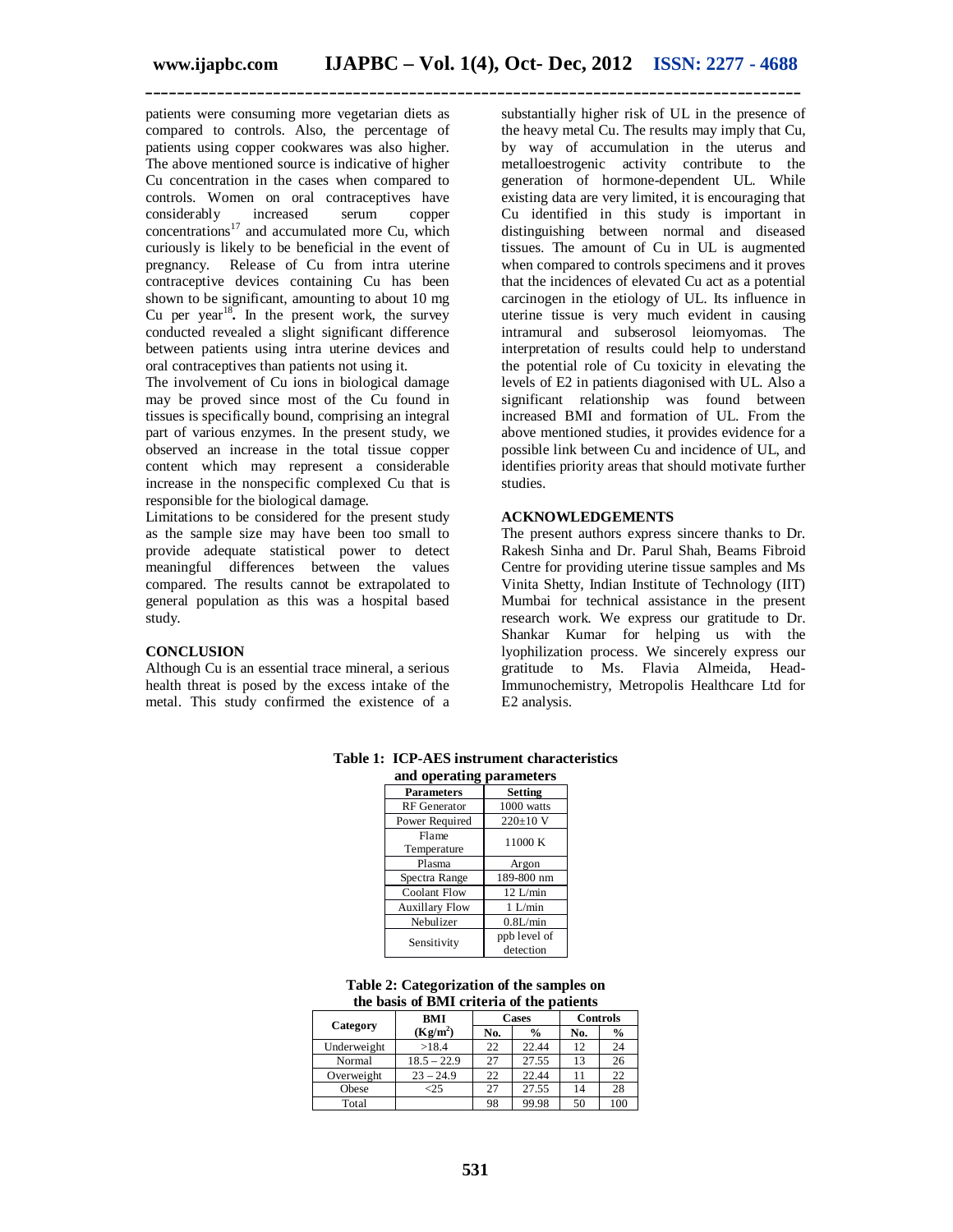patients were consuming more vegetarian diets as compared to controls. Also, the percentage of patients using copper cookwares was also higher. The above mentioned source is indicative of higher Cu concentration in the cases when compared to controls. Women on oral contraceptives have considerably increased serum copper concentrations[17] and accumulated more Cu, which curiously is likely to be beneficial in the event of pregnancy. Release of Cu from intra uterine contraceptive devices containing Cu has been shown to be significant, amounting to about 10 mg Cu per year[18]**.** In the present work, the survey conducted revealed a slight significant difference between patients using intra uterine devices and oral contraceptives than patients not using it.

The involvement of Cu ions in biological damage may be proved since most of the Cu found in tissues is specifically bound, comprising an integral part of various enzymes. In the present study, we observed an increase in the total tissue copper content which may represent a considerable increase in the nonspecific complexed Cu that is responsible for the biological damage.

Limitations to be considered for the present study as the sample size may have been too small to provide adequate statistical power to detect meaningful differences between the values compared. The results cannot be extrapolated to general population as this was a hospital based study.

## CONCLUSION

Although Cu is an essential trace mineral, a serious health threat is posed by the excess intake of the metal. This study confirmed the existence of a substantially higher risk of UL in the presence of the heavy metal Cu. The results may imply that Cu, by way of accumulation in the uterus and metalloestrogenic activity contribute to the generation of hormone-dependent UL. While existing data are very limited, it is encouraging that Cu identified in this study is important in distinguishing between normal and diseased tissues. The amount of Cu in UL is augmented when compared to controls specimens and it proves that the incidences of elevated Cu act as a potential carcinogen in the etiology of UL. Its influence in uterine tissue is very much evident in causing intramural and subserosol leiomyomas. The interpretation of results could help to understand the potential role of Cu toxicity in elevating the levels of E2 in patients diagonised with UL. Also a significant relationship was found between increased BMI and formation of UL. From the above mentioned studies, it provides evidence for a possible link between Cu and incidence of UL, and identifies priority areas that should motivate further studies.

## ACKNOWLEDGEMENTS

The present authors express sincere thanks to Dr. Rakesh Sinha and Dr. Parul Shah, Beams Fibroid Centre for providing uterine tissue samples and Ms Vinita Shetty, Indian Institute of Technology (IIT) Mumbai for technical assistance in the present research work. We express our gratitude to Dr. Shankar Kumar for helping us with the lyophilization process. We sincerely express our gratitude to Ms. Flavia Almeida, Head-Immunochemistry, Metropolis Healthcare Ltd for E2 analysis.

**Table 1: ICP-AES instrument characteristics and operating parameters**

| Parameters | Setting |
|---|---|
| RF Generator | 1000 watts |
| Power Required | 220±10 V |
| Flame Temperature | 11000 K |
| Plasma | Argon |
| Spectra Range | 189-800 nm |
| Coolant Flow | 12 L/min |
| Auxillary Flow | 1 L/min |
| Nebulizer | 0.8L/min |
| Sensitivity | ppb level of detection |

**Table 2: Categorization of the samples on the basis of BMI criteria of the patients**

| Category | BMI ($Kg/m^2$) | Cases | | Controls | |
|---|---|---|---|---|---|
| | | No. | % | No. | % |
| Underweight | >18.4 | 22 | 22.44 | 12 | 24 |
| Normal | 18.5 – 22.9 | 27 | 27.55 | 13 | 26 |
| Overweight | 23 – 24.9 | 22 | 22.44 | 11 | 22 |
| Obese | <25 | 27 | 27.55 | 14 | 28 |
| Total | | 98 | 99.98 | 50 | 100 |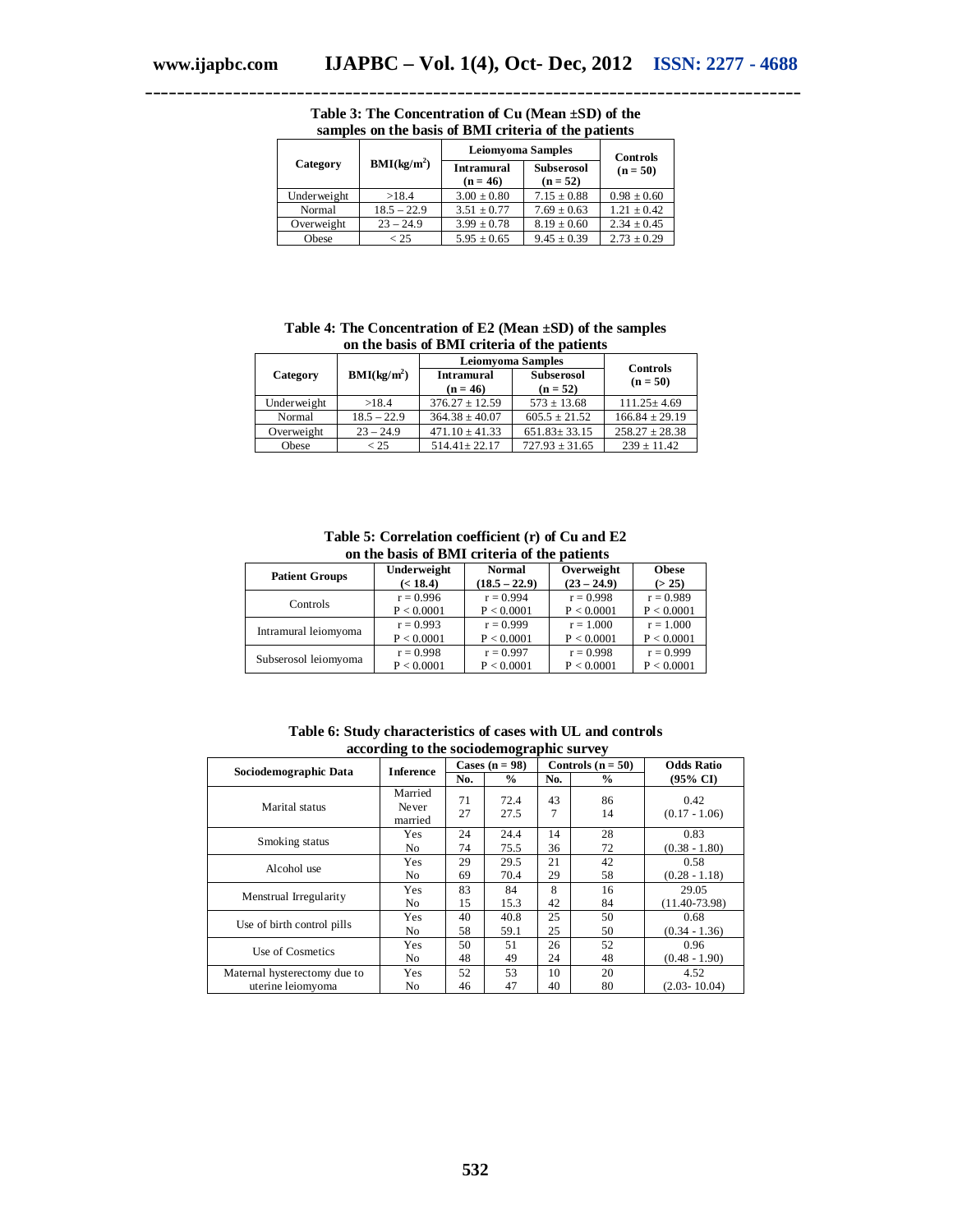**Table 3: The Concentration of Cu (Mean ±SD) of the samples on the basis of BMI criteria of the patients**

| Category | BMI($kg/m^2$) | Leiomyoma Samples | | Controls (n = 50) |
|---|---|---|---|---|
| | | Intramural (n = 46) | Subserosol (n = 52) | |
| Underweight | >18.4 | 3.00 ± 0.80 | 7.15 ± 0.88 | 0.98 ± 0.60 |
| Normal | 18.5 – 22.9 | 3.51 ± 0.77 | 7.69 ± 0.63 | 1.21 ± 0.42 |
| Overweight | 23 – 24.9 | 3.99 ± 0.78 | 8.19 ± 0.60 | 2.34 ± 0.45 |
| Obese | < 25 | 5.95 ± 0.65 | 9.45 ± 0.39 | 2.73 ± 0.29 |

**Table 4: The Concentration of E2 (Mean ±SD) of the samples on the basis of BMI criteria of the patients**

| Category | BMI($kg/m^2$) | Leiomyoma Samples | | Controls (n = 50) |
|---|---|---|---|---|
| | | Intramural (n = 46) | Subserosol (n = 52) | |
| Underweight | >18.4 | 376.27 ± 12.59 | 573 ± 13.68 | 111.25± 4.69 |
| Normal | 18.5 – 22.9 | 364.38 ± 40.07 | 605.5 ± 21.52 | 166.84 ± 29.19 |
| Overweight | 23 – 24.9 | 471.10 ± 41.33 | 651.83± 33.15 | 258.27 ± 28.38 |
| Obese | < 25 | 514.41± 22.17 | 727.93 ± 31.65 | 239 ± 11.42 |

**Table 5: Correlation coefficient (r) of Cu and E2 on the basis of BMI criteria of the patients**

| Patient Groups | Underweight (< 18.4) | Normal (18.5 – 22.9) | Overweight (23 – 24.9) | Obese (> 25) |
|---|---|---|---|---|
| Controls | r = 0.996<br>P < 0.0001 | r = 0.994<br>P < 0.0001 | r = 0.998<br>P < 0.0001 | r = 0.989<br>P < 0.0001 |
| Intramural leiomyoma | r = 0.993<br>P < 0.0001 | r = 0.999<br>P < 0.0001 | r = 1.000<br>P < 0.0001 | r = 1.000<br>P < 0.0001 |
| Subserosol leiomyoma | r = 0.998<br>P < 0.0001 | r = 0.997<br>P < 0.0001 | r = 0.998<br>P < 0.0001 | r = 0.999<br>P < 0.0001 |

**Table 6: Study characteristics of cases with UL and controls according to the sociodemographic survey**

| Sociodemographic Data | Inference | Cases (n = 98) | | Controls (n = 50) | | Odds Ratio (95% CI) |
|---|---|---|---|---|---|---|
| | | No. | % | No. | % | |
| Marital status | Married<br>Never married | 71<br>27 | 72.4<br>27.5 | 43<br>7 | 86<br>14 | 0.42<br>(0.17 - 1.06) |
| Smoking status | Yes<br>No | 24<br>74 | 24.4<br>75.5 | 14<br>36 | 28<br>72 | 0.83<br>(0.38 - 1.80) |
| Alcohol use | Yes<br>No | 29<br>69 | 29.5<br>70.4 | 21<br>29 | 42<br>58 | 0.58<br>(0.28 - 1.18) |
| Menstrual Irregularity | Yes<br>No | 83<br>15 | 84<br>15.3 | 8<br>42 | 16<br>84 | 29.05<br>(11.40-73.98) |
| Use of birth control pills | Yes<br>No | 40<br>58 | 40.8<br>59.1 | 25<br>25 | 50<br>50 | 0.68<br>(0.34 - 1.36) |
| Use of Cosmetics | Yes<br>No | 50<br>48 | 51<br>49 | 26<br>24 | 52<br>48 | 0.96<br>(0.48 - 1.90) |
| Maternal hysterectomy due to uterine leiomyoma | Yes<br>No | 52<br>46 | 53<br>47 | 10<br>40 | 20<br>80 | 4.52<br>(2.03- 10.04) |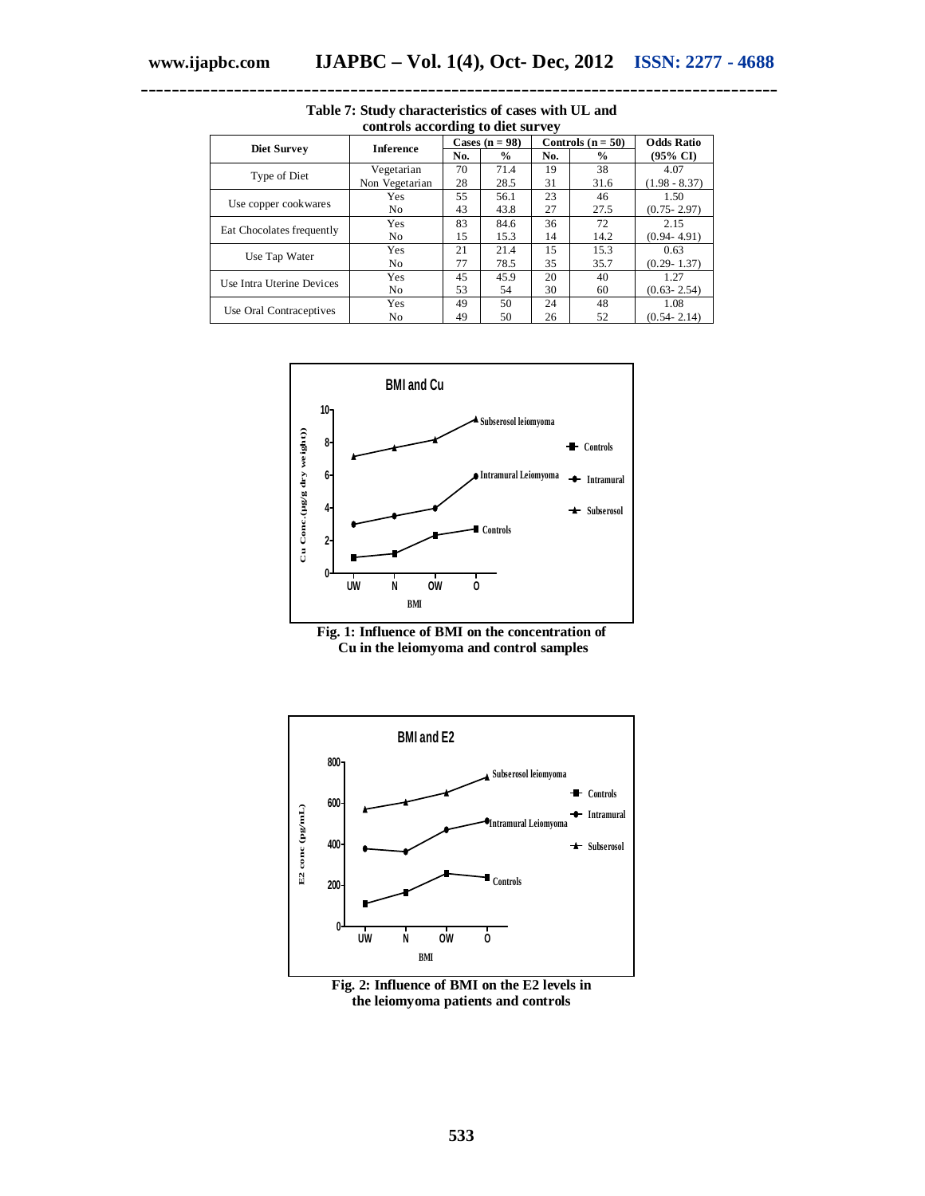**Table 7: Study characteristics of cases with UL and controls according to diet survey**

| Diet Survey | Inference | Cases (n = 98) | | Controls (n = 50) | | Odds Ratio |
|---|---|---|---|---|---|---|
| | | No. | % | No. | % | (95% CI) |
| Type of Diet | Vegetarian | 70 | 71.4 | 19 | 38 | 4.07 |
| | Non Vegetarian | 28 | 28.5 | 31 | 31.6 | (1.98 - 8.37) |
| Use copper cookwares | Yes | 55 | 56.1 | 23 | 46 | 1.50 |
| | No | 43 | 43.8 | 27 | 27.5 | (0.75- 2.97) |
| Eat Chocolates frequently | Yes | 83 | 84.6 | 36 | 72 | 2.15 |
| | No | 15 | 15.3 | 14 | 14.2 | (0.94- 4.91) |
| Use Tap Water | Yes | 21 | 21.4 | 15 | 15.3 | 0.63 |
| | No | 77 | 78.5 | 35 | 35.7 | (0.29- 1.37) |
| Use Intra Uterine Devices | Yes | 45 | 45.9 | 20 | 40 | 1.27 |
| | No | 53 | 54 | 30 | 60 | (0.63- 2.54) |
| Use Oral Contraceptives | Yes | 49 | 50 | 24 | 48 | 1.08 |
| | No | 49 | 50 | 26 | 52 | (0.54- 2.14) |

**Fig. 1: Influence of BMI on the concentration of Cu in the leiomyoma and control samples**

**Fig. 2: Influence of BMI on the E2 levels in the leiomyoma patients and controls**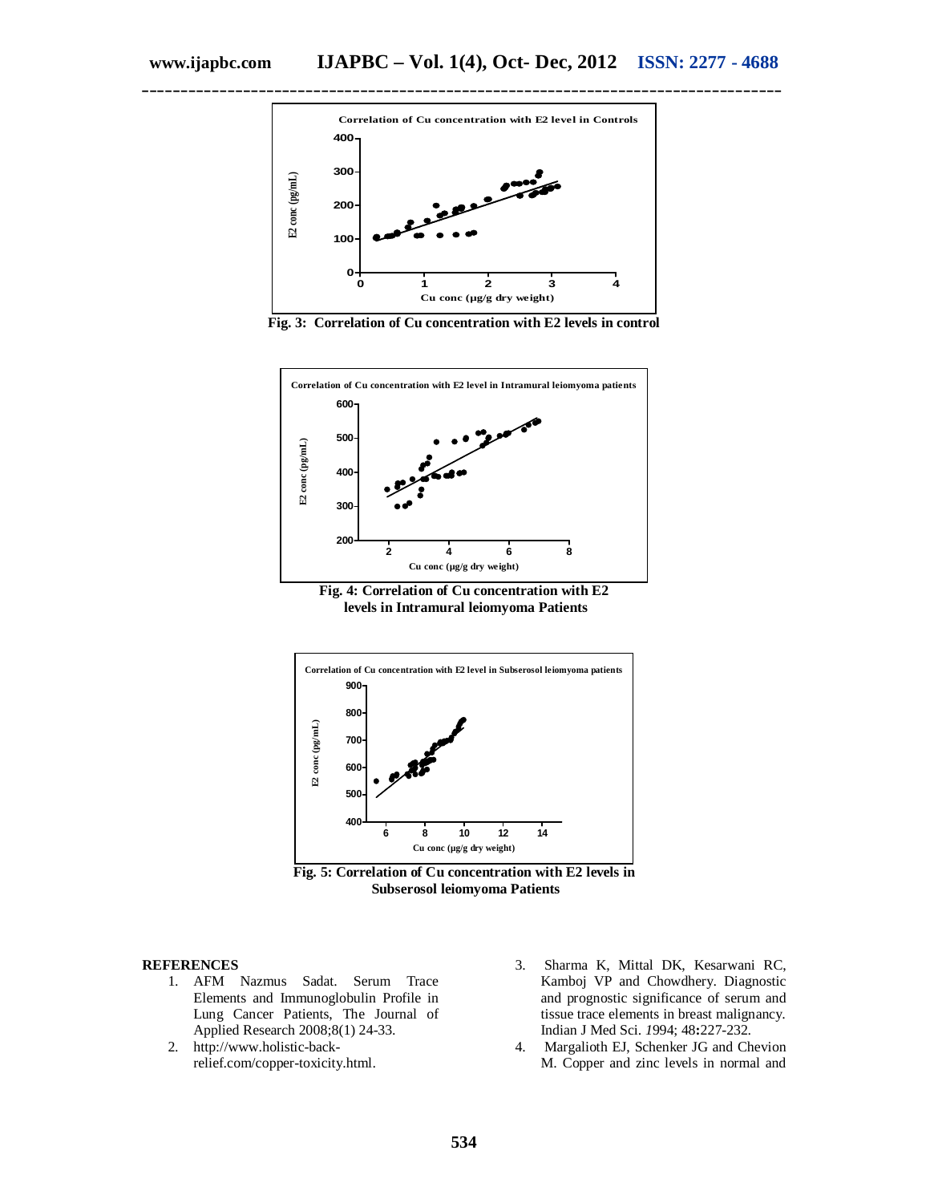Fig. 3: Correlation of Cu concentration with E2 levels in control

Fig. 4: Correlation of Cu concentration with E2 levels in Intramural leiomyoma Patients

Fig. 5: Correlation of Cu concentration with E2 levels in Subserosol leiomyoma Patients

## REFERENCES

1. AFM Nazmus Sadat. Serum Trace Elements and Immunoglobulin Profile in Lung Cancer Patients, The Journal of Applied Research 2008;8(1) 24-33.
2. http://www.holistic-back-relief.com/copper-toxicity.html.
3. Sharma K, Mittal DK, Kesarwani RC, Kamboj VP and Chowdhery. Diagnostic and prognostic significance of serum and tissue trace elements in breast malignancy. Indian J Med Sci. 1994; 48:227-232.
4. Margalioth EJ, Schenker JG and Chevion M. Copper and zinc levels in normal and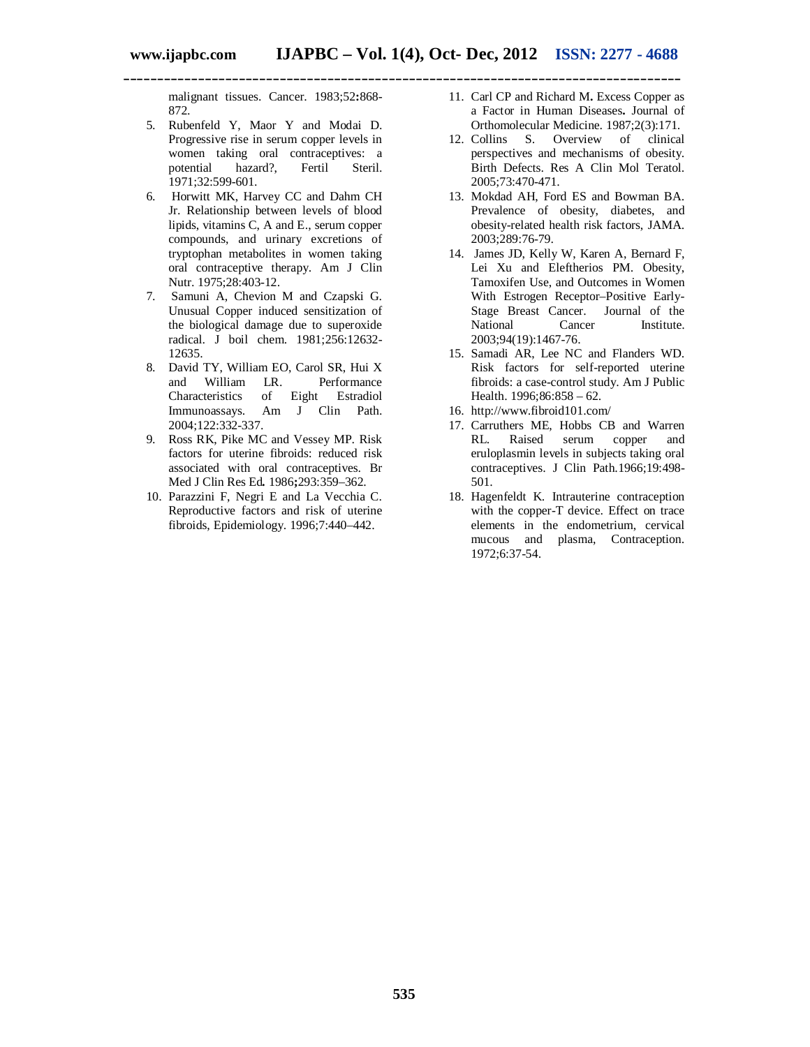malignant tissues. Cancer. 1983;52:868-872.

5. Rubenfeld Y, Maor Y and Modai D. Progressive rise in serum copper levels in women taking oral contraceptives: a potential hazard?, Fertil Steril. 1971;32:599-601.
6. Horwitt MK, Harvey CC and Dahm CH Jr. Relationship between levels of blood lipids, vitamins C, A and E., serum copper compounds, and urinary excretions of tryptophan metabolites in women taking oral contraceptive therapy. Am J Clin Nutr. 1975;28:403-12.
7. Samuni A, Chevion M and Czapski G. Unusual Copper induced sensitization of the biological damage due to superoxide radical. J boil chem. 1981;256:12632-12635.
8. David TY, William EO, Carol SR, Hui X and William LR. Performance Characteristics of Eight Estradiol Immunoassays. Am J Clin Path. 2004;122:332-337.
9. Ross RK, Pike MC and Vessey MP. Risk factors for uterine fibroids: reduced risk associated with oral contraceptives. Br Med J Clin Res Ed. 1986;293:359–362.
10. Parazzini F, Negri E and La Vecchia C. Reproductive factors and risk of uterine fibroids, Epidemiology. 1996;7:440–442.
11. Carl CP and Richard M. Excess Copper as a Factor in Human Diseases. Journal of Orthomolecular Medicine. 1987;2(3):171.
12. Collins S. Overview of clinical perspectives and mechanisms of obesity. Birth Defects. Res A Clin Mol Teratol. 2005;73:470-471.
13. Mokdad AH, Ford ES and Bowman BA. Prevalence of obesity, diabetes, and obesity-related health risk factors, JAMA. 2003;289:76-79.
14. James JD, Kelly W, Karen A, Bernard F, Lei Xu and Eleftherios PM. Obesity, Tamoxifen Use, and Outcomes in Women With Estrogen Receptor–Positive Early-Stage Breast Cancer. Journal of the National Cancer Institute. 2003;94(19):1467-76.
15. Samadi AR, Lee NC and Flanders WD. Risk factors for self-reported uterine fibroids: a case-control study. Am J Public Health. 1996;86:858 – 62.
16. http://www.fibroid101.com/
17. Carruthers ME, Hobbs CB and Warren RL. Raised serum copper and eruloplasmin levels in subjects taking oral contraceptives. J Clin Path.1966;19:498-501.
18. Hagenfeldt K. Intrauterine contraception with the copper-T device. Effect on trace elements in the endometrium, cervical mucous and plasma, Contraception. 1972;6:37-54.